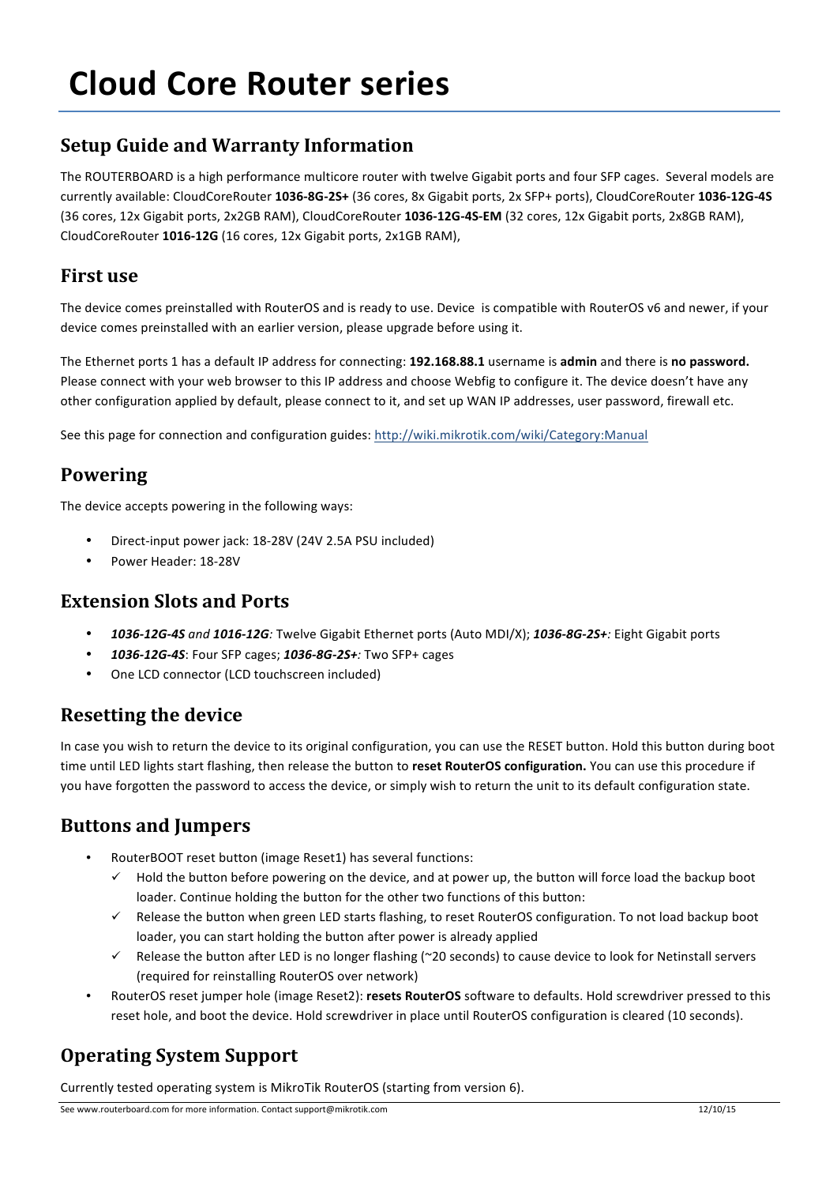# Cloud Core Router series

## Setup Guide and Warranty Information

The ROUTERBOARD is a high performance multicore router with twelve Gigabit ports and four SFP cages. Several models are currently available: CloudCoreRouter **1036-8G-2S+** (36 cores, 8x Gigabit ports, 2x SFP+ ports), CloudCoreRouter **1036-12G-4S** (36 cores, 12x Gigabit ports, 2x2GB RAM), CloudCoreRouter **1036-12G-4S-EM** (32 cores, 12x Gigabit ports, 2x8GB RAM), CloudCoreRouter **1016-12G** (16 cores, 12x Gigabit ports, 2x1GB RAM),

## First use

The device comes preinstalled with RouterOS and is ready to use. Device is compatible with RouterOS v6 and newer, if your device comes preinstalled with an earlier version, please upgrade before using it.

The Ethernet ports 1 has a default IP address for connecting: **192.168.88.1** username is **admin** and there is **no password.** Please connect with your web browser to this IP address and choose Webfig to configure it. The device doesn't have any other configuration applied by default, please connect to it, and set up WAN IP addresses, user password, firewall etc.

See this page for connection and configuration guides: http://wiki.mikrotik.com/wiki/Category:Manual

## Powering

The device accepts powering in the following ways:

- Direct-input power jack: 18-28V (24V 2.5A PSU included)
- Power Header: 18-28V

## Extension Slots and Ports

- ***1036-12G-4S*** *and* ***1016-12G****:* Twelve Gigabit Ethernet ports (Auto MDI/X); ***1036-8G-2S+****:* Eight Gigabit ports
- ***1036-12G-4S***: Four SFP cages; ***1036-8G-2S+****:* Two SFP+ cages
- One LCD connector (LCD touchscreen included)

## Resetting the device

In case you wish to return the device to its original configuration, you can use the RESET button. Hold this button during boot time until LED lights start flashing, then release the button to **reset RouterOS configuration.** You can use this procedure if you have forgotten the password to access the device, or simply wish to return the unit to its default configuration state.

## Buttons and Jumpers

- RouterBOOT reset button (image Reset1) has several functions:
  - ✓ Hold the button before powering on the device, and at power up, the button will force load the backup boot loader. Continue holding the button for the other two functions of this button:
  - ✓ Release the button when green LED starts flashing, to reset RouterOS configuration. To not load backup boot loader, you can start holding the button after power is already applied
  - ✓ Release the button after LED is no longer flashing (~20 seconds) to cause device to look for Netinstall servers (required for reinstalling RouterOS over network)
- RouterOS reset jumper hole (image Reset2): **resets RouterOS** software to defaults. Hold screwdriver pressed to this reset hole, and boot the device. Hold screwdriver in place until RouterOS configuration is cleared (10 seconds).

## Operating System Support

Currently tested operating system is MikroTik RouterOS (starting from version 6).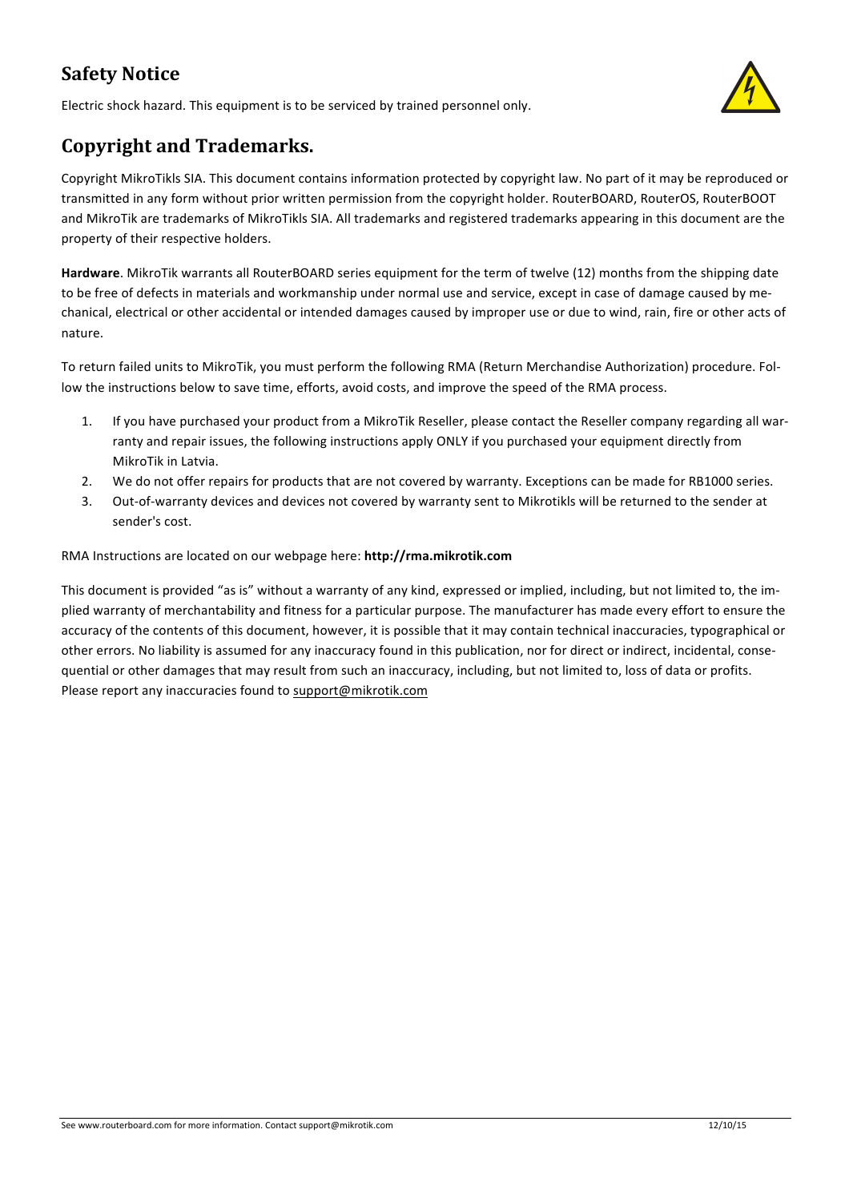## Safety Notice

Electric shock hazard. This equipment is to be serviced by trained personnel only.

## Copyright and Trademarks.

Copyright MikroTikls SIA. This document contains information protected by copyright law. No part of it may be reproduced or transmitted in any form without prior written permission from the copyright holder. RouterBOARD, RouterOS, RouterBOOT and MikroTik are trademarks of MikroTikls SIA. All trademarks and registered trademarks appearing in this document are the property of their respective holders.

**Hardware**. MikroTik warrants all RouterBOARD series equipment for the term of twelve (12) months from the shipping date to be free of defects in materials and workmanship under normal use and service, except in case of damage caused by mechanical, electrical or other accidental or intended damages caused by improper use or due to wind, rain, fire or other acts of nature.

To return failed units to MikroTik, you must perform the following RMA (Return Merchandise Authorization) procedure. Follow the instructions below to save time, efforts, avoid costs, and improve the speed of the RMA process.

1. If you have purchased your product from a MikroTik Reseller, please contact the Reseller company regarding all warranty and repair issues, the following instructions apply ONLY if you purchased your equipment directly from MikroTik in Latvia.
2. We do not offer repairs for products that are not covered by warranty. Exceptions can be made for RB1000 series.
3. Out-of-warranty devices and devices not covered by warranty sent to Mikrotikls will be returned to the sender at sender's cost.

RMA Instructions are located on our webpage here: **http://rma.mikrotik.com**

This document is provided "as is" without a warranty of any kind, expressed or implied, including, but not limited to, the implied warranty of merchantability and fitness for a particular purpose. The manufacturer has made every effort to ensure the accuracy of the contents of this document, however, it is possible that it may contain technical inaccuracies, typographical or other errors. No liability is assumed for any inaccuracy found in this publication, nor for direct or indirect, incidental, consequential or other damages that may result from such an inaccuracy, including, but not limited to, loss of data or profits. Please report any inaccuracies found to support@mikrotik.com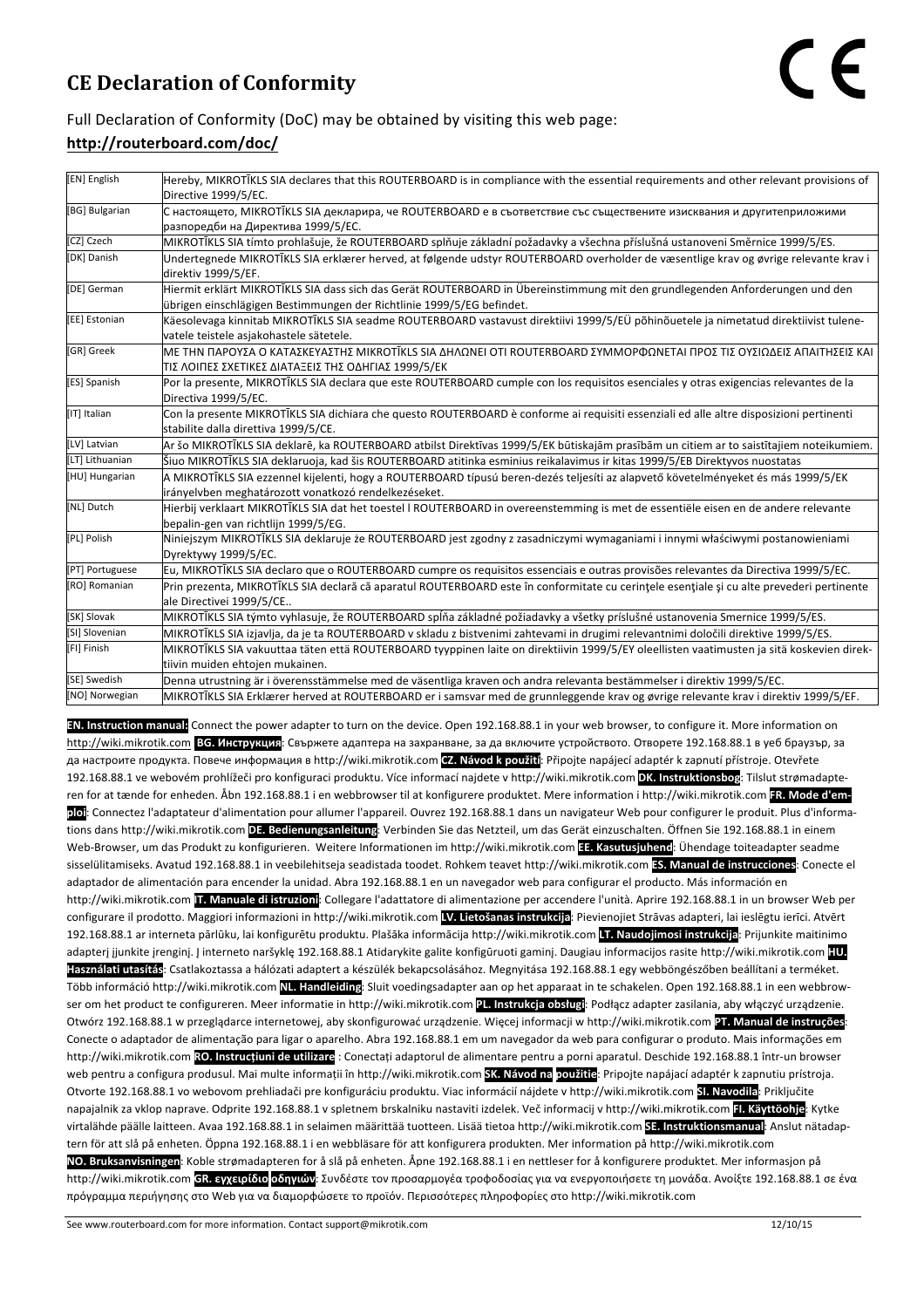# CE Declaration of Conformity

CE

Full Declaration of Conformity (DoC) may be obtained by visiting this web page:

**http://routerboard.com/doc/**

| | |
|---|---|
| [EN] English | Hereby, MIKROTĪKLS SIA declares that this ROUTERBOARD is in compliance with the essential requirements and other relevant provisions of Directive 1999/5/EC. |
| [BG] Bulgarian | С настоящето, MIKROTĪKLS SIA декларира, че ROUTERBOARD е в съответствие със съществените изисквания и другитеприложими разпоредби на Директива 1999/5/ЕС. |
| [CZ] Czech | MIKROTĪKLS SIA tímto prohlašuje, že ROUTERBOARD splňuje základní požadavky a všechna příslušná ustanoveni Směrnice 1999/5/ES. |
| [DK] Danish | Undertegnede MIKROTĪKLS SIA erklærer herved, at følgende udstyr ROUTERBOARD overholder de væsentlige krav og øvrige relevante krav i direktiv 1999/5/EF. |
| [DE] German | Hiermit erklärt MIKROTĪKLS SIA dass sich das Gerät ROUTERBOARD in Übereinstimmung mit den grundlegenden Anforderungen und den übrigen einschlägigen Bestimmungen der Richtlinie 1999/5/EG befindet. |
| [EE] Estonian | Käesolevaga kinnitab MIKROTĪKLS SIA seadme ROUTERBOARD vastavust direktiivi 1999/5/EÜ põhinõuetele ja nimetatud direktiivist tulenevatele teistele asjakohastele sätetele. |
| [GR] Greek | ΜΕ ΤΗΝ ΠΑΡΟΥΣΑ Ο ΚΑΤΑΣΚΕΥΑΣΤΗΣ MIKROTĪKLS SIA ΔΗΛΩΝΕΙ ΟΤΙ ROUTERBOARD ΣΥΜΜΟΡΦΩΝΕΤΑΙ ΠΡΟΣ ΤΙΣ ΟΥΣΙΩΔΕΙΣ ΑΠΑΙΤΗΣΕΙΣ ΚΑΙ ΤΙΣ ΛΟΙΠΕΣ ΣΧΕΤΙΚΕΣ ΔΙΑΤΑΞΕΙΣ ΤΗΣ ΟΔΗΓΙΑΣ 1999/5/ΕΚ |
| [ES] Spanish | Por la presente, MIKROTĪKLS SIA declara que este ROUTERBOARD cumple con los requisitos esenciales y otras exigencias relevantes de la Directiva 1999/5/EC. |
| [IT] Italian | Con la presente MIKROTĪKLS SIA dichiara che questo ROUTERBOARD è conforme ai requisiti essenziali ed alle altre disposizioni pertinenti stabilite dalla direttiva 1999/5/CE. |
| [LV] Latvian | Ar šo MIKROTĪKLS SIA deklarē, ka ROUTERBOARD atbilst Direktīvas 1999/5/EK būtiskajām prasībām un citiem ar to saistītajiem noteikumiem. |
| [LT] Lithuanian | Šiuo MIKROTĪKLS SIA deklaruoja, kad šis ROUTERBOARD atitinka esminius reikalavimus ir kitas 1999/5/EB Direktyvos nuostatas |
| [HU] Hungarian | A MIKROTĪKLS SIA ezzennel kijelenti, hogy a ROUTERBOARD típusú beren-dezés teljesíti az alapvető követelményeket és más 1999/5/EK irányelvben meghatározott vonatkozó rendelkezéseket. |
| [NL] Dutch | Hierbij verklaart MIKROTĪKLS SIA dat het toestel l ROUTERBOARD in overeenstemming is met de essentiële eisen en de andere relevante bepalin-gen van richtlijn 1999/5/EG. |
| [PL] Polish | Niniejszym MIKROTĪKLS SIA deklaruje że ROUTERBOARD jest zgodny z zasadniczymi wymaganiami i innymi właściwymi postanowieniami Dyrektywy 1999/5/EC. |
| [PT] Portuguese | Eu, MIKROTĪKLS SIA declaro que o ROUTERBOARD cumpre os requisitos essenciais e outras provisões relevantes da Directiva 1999/5/EC. |
| [RO] Romanian | Prin prezenta, MIKROTĪKLS SIA declară că aparatul ROUTERBOARD este în conformitate cu cerinţele esenţiale şi cu alte prevederi pertinente ale Directivei 1999/5/CE.. |
| [SK] Slovak | MIKROTĪKLS SIA týmto vyhlasuje, že ROUTERBOARD spĺňa základné požiadavky a všetky príslušné ustanovenia Smernice 1999/5/ES. |
| [SI] Slovenian | MIKROTĪKLS SIA izjavlja, da je ta ROUTERBOARD v skladu z bistvenimi zahtevami in drugimi relevantnimi določili direktive 1999/5/ES. |
| [FI] Finish | MIKROTĪKLS SIA vakuuttaa täten että ROUTERBOARD tyyppinen laite on direktiivin 1999/5/EY oleellisten vaatimusten ja sitä koskevien direktiivin muiden ehtojen mukainen. |
| [SE] Swedish | Denna utrustning är i överensstämmelse med de väsentliga kraven och andra relevanta bestämmelser i direktiv 1999/5/EC. |
| [NO] Norwegian | MIKROTĪKLS SIA Erklærer herved at ROUTERBOARD er i samsvar med de grunnleggende krav og øvrige relevante krav i direktiv 1999/5/EF. |

**EN. Instruction manual:** Connect the power adapter to turn on the device. Open 192.168.88.1 in your web browser, to configure it. More information on http://wiki.mikrotik.com **BG. Инструкция**: Свържете адаптера на захранване, за да включите устройството. Отворете 192.168.88.1 в уеб браузър, за да настроите продукта. Повече информация в http://wiki.mikrotik.com **CZ. Návod k použití**: Připojte napájecí adaptér k zapnutí přístroje. Otevřete 192.168.88.1 ve webovém prohlížeči pro konfiguraci produktu. Více informací najdete v http://wiki.mikrotik.com **DK. Instruktionsbog**: Tilslut strømadapteren for at tænde for enheden. Åbn 192.168.88.1 i en webbrowser til at konfigurere produktet. Mere information i http://wiki.mikrotik.com **FR. Mode d'emploi**: Connectez l'adaptateur d'alimentation pour allumer l'appareil. Ouvrez 192.168.88.1 dans un navigateur Web pour configurer le produit. Plus d'informations dans http://wiki.mikrotik.com **DE. Bedienungsanleitung**: Verbinden Sie das Netzteil, um das Gerät einzuschalten. Öffnen Sie 192.168.88.1 in einem Web-Browser, um das Produkt zu konfigurieren. Weitere Informationen im http://wiki.mikrotik.com **EE. Kasutusjuhend**: Ühendage toiteadapter seadme sisselülitamiseks. Avatud 192.168.88.1 in veebilehitseja seadistada toodet. Rohkem teavet http://wiki.mikrotik.com **ES. Manual de instrucciones**: Conecte el adaptador de alimentación para encender la unidad. Abra 192.168.88.1 en un navegador web para configurar el producto. Más información en http://wiki.mikrotik.com **IT. Manuale di istruzioni**: Collegare l'adattatore di alimentazione per accendere l'unità. Aprire 192.168.88.1 in un browser Web per configurare il prodotto. Maggiori informazioni in http://wiki.mikrotik.com **LV. Lietošanas instrukcija**: Pievienojiet Strāvas adapteri, lai ieslēgtu ierīci. Atvērt 192.168.88.1 ar interneta pārlūku, lai konfigurētu produktu. Plašāka informācija http://wiki.mikrotik.com **LT. Naudojimosi instrukcija**: Prijunkite maitinimo adapterį įjunkite įrenginį. Į interneto naršyklę 192.168.88.1 Atidarykite galite konfigūruoti gaminį. Daugiau informacijos rasite http://wiki.mikrotik.com **HU. Használati utasítás**: Csatlakoztassa a hálózati adaptert a készülék bekapcsolásához. Megnyitása 192.168.88.1 egy webböngészőben beállítani a terméket. Több információ http://wiki.mikrotik.com **NL. Handleiding**: Sluit voedingsadapter aan op het apparaat in te schakelen. Open 192.168.88.1 in een webbrowser om het product te configureren. Meer informatie in http://wiki.mikrotik.com **PL. Instrukcja obsługi**: Podłącz adapter zasilania, aby włączyć urządzenie. Otwórz 192.168.88.1 w przeglądarce internetowej, aby skonfigurować urządzenie. Więcej informacji w http://wiki.mikrotik.com **PT. Manual de instruções**: Conecte o adaptador de alimentação para ligar o aparelho. Abra 192.168.88.1 em um navegador da web para configurar o produto. Mais informações em http://wiki.mikrotik.com **RO. Instrucţiuni de utilizare** : Conectaţi adaptorul de alimentare pentru a porni aparatul. Deschide 192.168.88.1 într-un browser web pentru a configura produsul. Mai multe informaţii în http://wiki.mikrotik.com **SK. Návod na použitie**: Pripojte napájací adaptér k zapnutiu prístroja. Otvorte 192.168.88.1 vo webovom prehliadači pre konfiguráciu produktu. Viac informácií nájdete v http://wiki.mikrotik.com **SI. Navodila**: Priključite napajalnik za vklop naprave. Odprite 192.168.88.1 v spletnem brskalniku nastaviti izdelek. Več informacij v http://wiki.mikrotik.com **FI. Käyttöohje**: Kytke virtalähde päälle laitteen. Avaa 192.168.88.1 in selaimen määrittää tuotteen. Lisää tietoa http://wiki.mikrotik.com **SE. Instruktionsmanual**: Anslut nätadaptern för att slå på enheten. Öppna 192.168.88.1 i en webbläsare för att konfigurera produkten. Mer information på http://wiki.mikrotik.com **NO. Bruksanvisningen**: Koble strømadapteren for å slå på enheten. Åpne 192.168.88.1 i en nettleser for å konfigurere produktet. Mer informasjon på http://wiki.mikrotik.com **GR. εγχειρίδιο οδηγιών**: Συνδέστε τον προσαρμογέα τροφοδοσίας για να ενεργοποιήσετε τη μονάδα. Ανοίξτε 192.168.88.1 σε ένα πρόγραμμα περιήγησης στο Web για να διαμορφώσετε το προϊόν. Περισσότερες πληροφορίες στο http://wiki.mikrotik.com

See www.routerboard.com for more information. Contact support@mikrotik.com 12/10/15